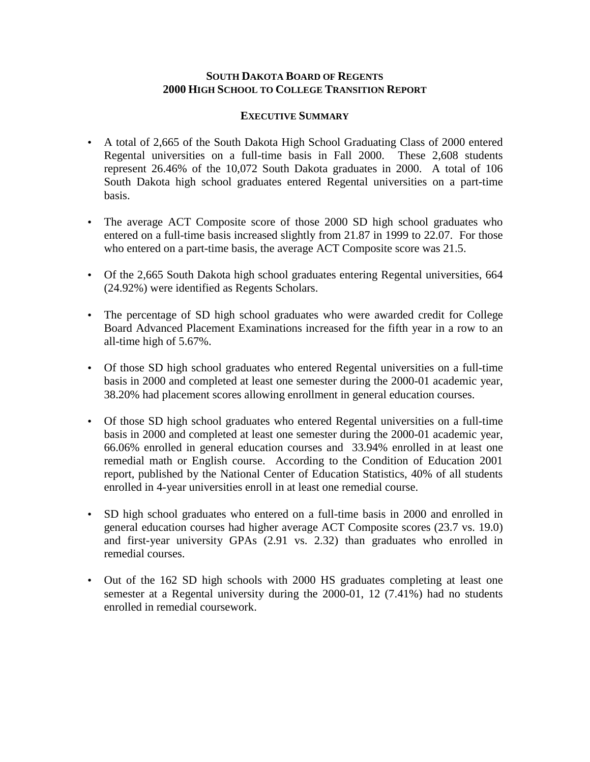**SOUTH DAKOTA BOARD OF REGENTS**
**2000 HIGH SCHOOL TO COLLEGE TRANSITION REPORT**

**EXECUTIVE SUMMARY**

- A total of 2,665 of the South Dakota High School Graduating Class of 2000 entered Regental universities on a full-time basis in Fall 2000. These 2,608 students represent 26.46% of the 10,072 South Dakota graduates in 2000. A total of 106 South Dakota high school graduates entered Regental universities on a part-time basis.

- The average ACT Composite score of those 2000 SD high school graduates who entered on a full-time basis increased slightly from 21.87 in 1999 to 22.07. For those who entered on a part-time basis, the average ACT Composite score was 21.5.

- Of the 2,665 South Dakota high school graduates entering Regental universities, 664 (24.92%) were identified as Regents Scholars.

- The percentage of SD high school graduates who were awarded credit for College Board Advanced Placement Examinations increased for the fifth year in a row to an all-time high of 5.67%.

- Of those SD high school graduates who entered Regental universities on a full-time basis in 2000 and completed at least one semester during the 2000-01 academic year, 38.20% had placement scores allowing enrollment in general education courses.

- Of those SD high school graduates who entered Regental universities on a full-time basis in 2000 and completed at least one semester during the 2000-01 academic year, 66.06% enrolled in general education courses and 33.94% enrolled in at least one remedial math or English course. According to the Condition of Education 2001 report, published by the National Center of Education Statistics, 40% of all students enrolled in 4-year universities enroll in at least one remedial course.

- SD high school graduates who entered on a full-time basis in 2000 and enrolled in general education courses had higher average ACT Composite scores (23.7 vs. 19.0) and first-year university GPAs (2.91 vs. 2.32) than graduates who enrolled in remedial courses.

- Out of the 162 SD high schools with 2000 HS graduates completing at least one semester at a Regental university during the 2000-01, 12 (7.41%) had no students enrolled in remedial coursework.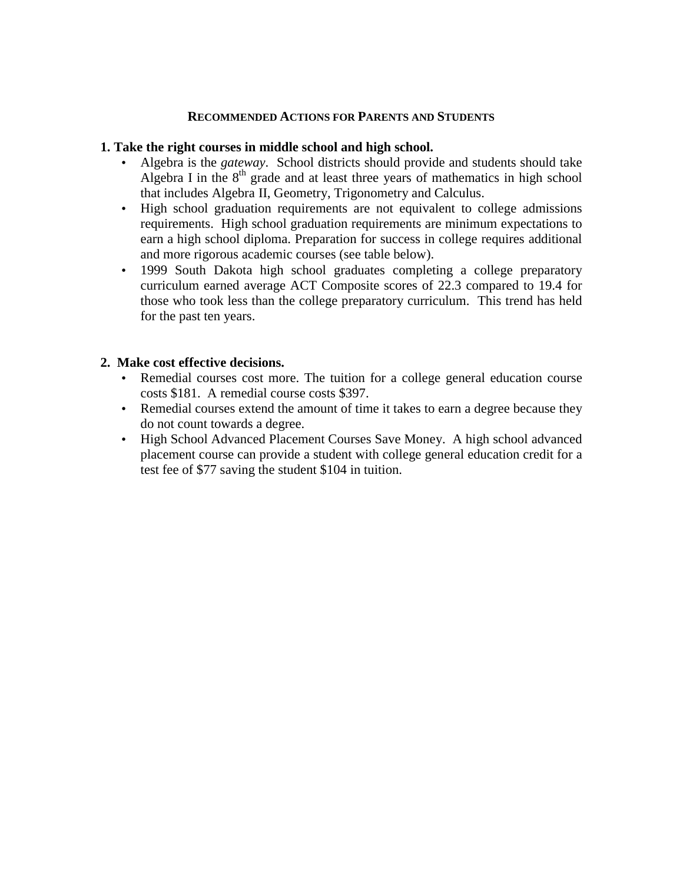## RECOMMENDED ACTIONS FOR PARENTS AND STUDENTS

**1. Take the right courses in middle school and high school.**

- Algebra is the *gateway*. School districts should provide and students should take Algebra I in the 8th grade and at least three years of mathematics in high school that includes Algebra II, Geometry, Trigonometry and Calculus.
- High school graduation requirements are not equivalent to college admissions requirements. High school graduation requirements are minimum expectations to earn a high school diploma. Preparation for success in college requires additional and more rigorous academic courses (see table below).
- 1999 South Dakota high school graduates completing a college preparatory curriculum earned average ACT Composite scores of 22.3 compared to 19.4 for those who took less than the college preparatory curriculum. This trend has held for the past ten years.

**2. Make cost effective decisions.**

- Remedial courses cost more. The tuition for a college general education course costs $181. A remedial course costs $397.
- Remedial courses extend the amount of time it takes to earn a degree because they do not count towards a degree.
- High School Advanced Placement Courses Save Money. A high school advanced placement course can provide a student with college general education credit for a test fee of $77 saving the student $104 in tuition.